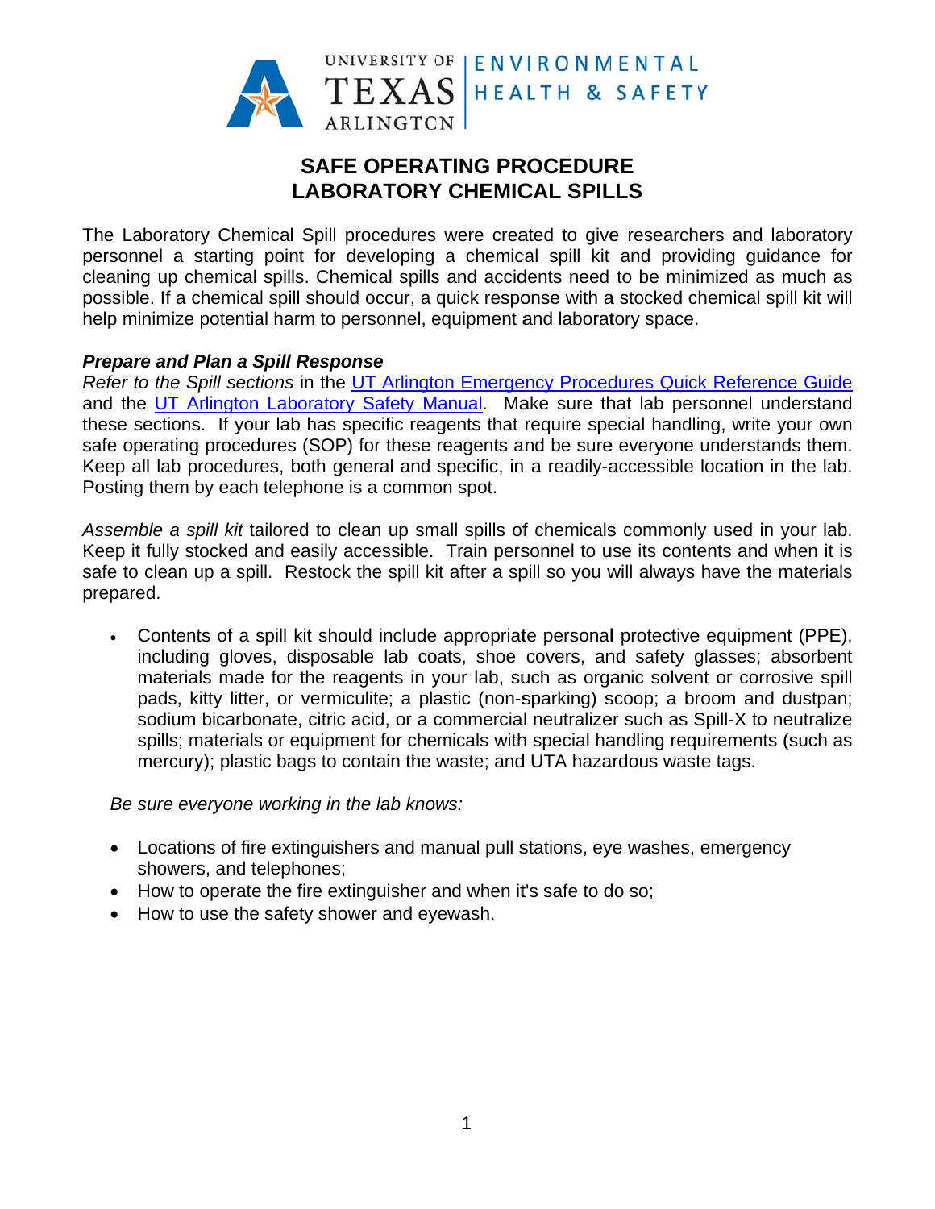# SAFE OPERATING PROCEDURE
# LABORATORY CHEMICAL SPILLS

The Laboratory Chemical Spill procedures were created to give researchers and laboratory personnel a starting point for developing a chemical spill kit and providing guidance for cleaning up chemical spills. Chemical spills and accidents need to be minimized as much as possible. If a chemical spill should occur, a quick response with a stocked chemical spill kit will help minimize potential harm to personnel, equipment and laboratory space.

***Prepare and Plan a Spill Response***

*Refer to the Spill sections* in the UT Arlington Emergency Procedures Quick Reference Guide and the UT Arlington Laboratory Safety Manual. Make sure that lab personnel understand these sections. If your lab has specific reagents that require special handling, write your own safe operating procedures (SOP) for these reagents and be sure everyone understands them. Keep all lab procedures, both general and specific, in a readily-accessible location in the lab. Posting them by each telephone is a common spot.

*Assemble a spill kit* tailored to clean up small spills of chemicals commonly used in your lab. Keep it fully stocked and easily accessible. Train personnel to use its contents and when it is safe to clean up a spill. Restock the spill kit after a spill so you will always have the materials prepared.

- Contents of a spill kit should include appropriate personal protective equipment (PPE), including gloves, disposable lab coats, shoe covers, and safety glasses; absorbent materials made for the reagents in your lab, such as organic solvent or corrosive spill pads, kitty litter, or vermiculite; a plastic (non-sparking) scoop; a broom and dustpan; sodium bicarbonate, citric acid, or a commercial neutralizer such as Spill-X to neutralize spills; materials or equipment for chemicals with special handling requirements (such as mercury); plastic bags to contain the waste; and UTA hazardous waste tags.

*Be sure everyone working in the lab knows:*

- Locations of fire extinguishers and manual pull stations, eye washes, emergency showers, and telephones;
- How to operate the fire extinguisher and when it's safe to do so;
- How to use the safety shower and eyewash.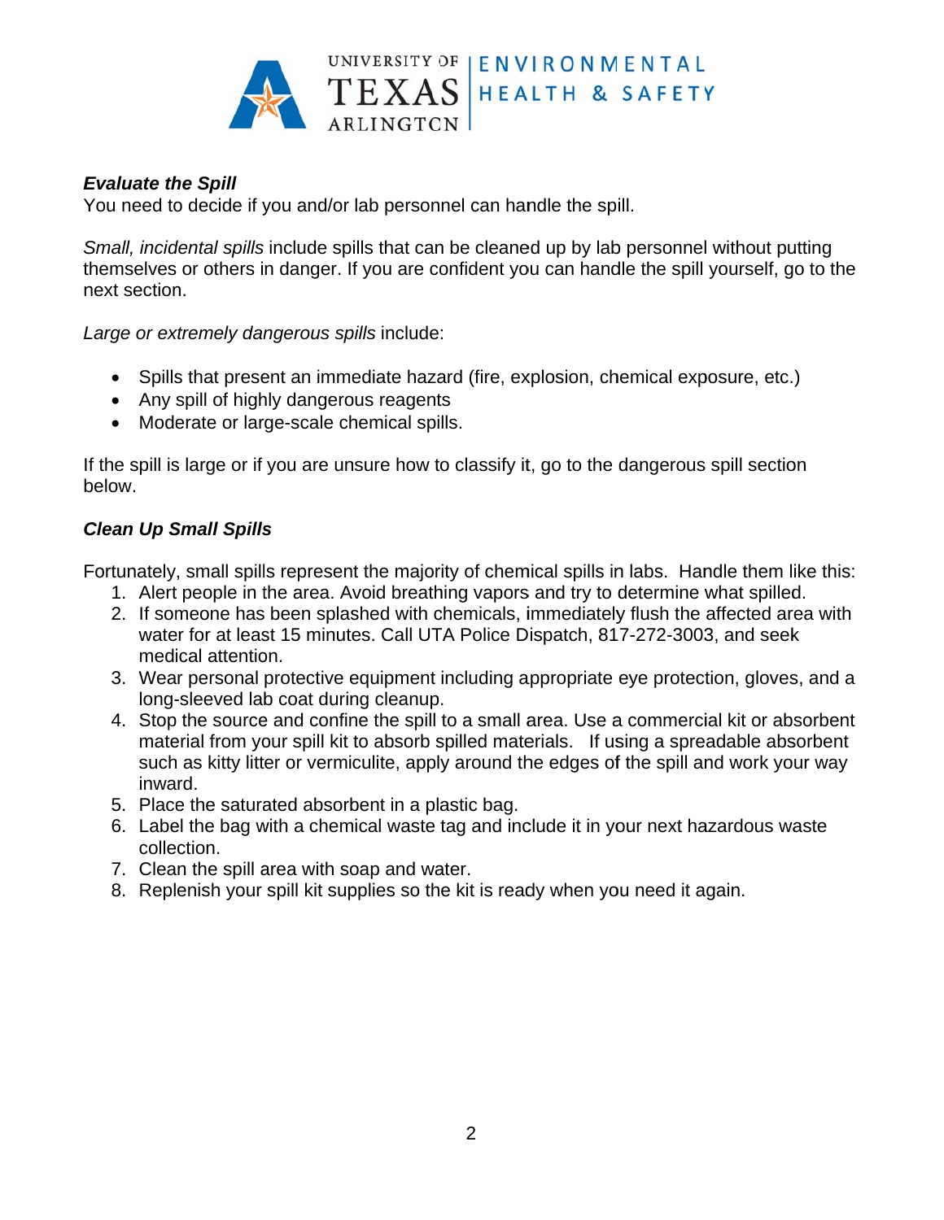### *Evaluate the Spill*

You need to decide if you and/or lab personnel can handle the spill.

*Small, incidental spills* include spills that can be cleaned up by lab personnel without putting themselves or others in danger. If you are confident you can handle the spill yourself, go to the next section.

*Large or extremely dangerous spills* include:

- Spills that present an immediate hazard (fire, explosion, chemical exposure, etc.)
- Any spill of highly dangerous reagents
- Moderate or large-scale chemical spills.

If the spill is large or if you are unsure how to classify it, go to the dangerous spill section below.

### *Clean Up Small Spills*

Fortunately, small spills represent the majority of chemical spills in labs. Handle them like this:

1. Alert people in the area. Avoid breathing vapors and try to determine what spilled.
2. If someone has been splashed with chemicals, immediately flush the affected area with water for at least 15 minutes. Call UTA Police Dispatch, 817-272-3003, and seek medical attention.
3. Wear personal protective equipment including appropriate eye protection, gloves, and a long-sleeved lab coat during cleanup.
4. Stop the source and confine the spill to a small area. Use a commercial kit or absorbent material from your spill kit to absorb spilled materials. If using a spreadable absorbent such as kitty litter or vermiculite, apply around the edges of the spill and work your way inward.
5. Place the saturated absorbent in a plastic bag.
6. Label the bag with a chemical waste tag and include it in your next hazardous waste collection.
7. Clean the spill area with soap and water.
8. Replenish your spill kit supplies so the kit is ready when you need it again.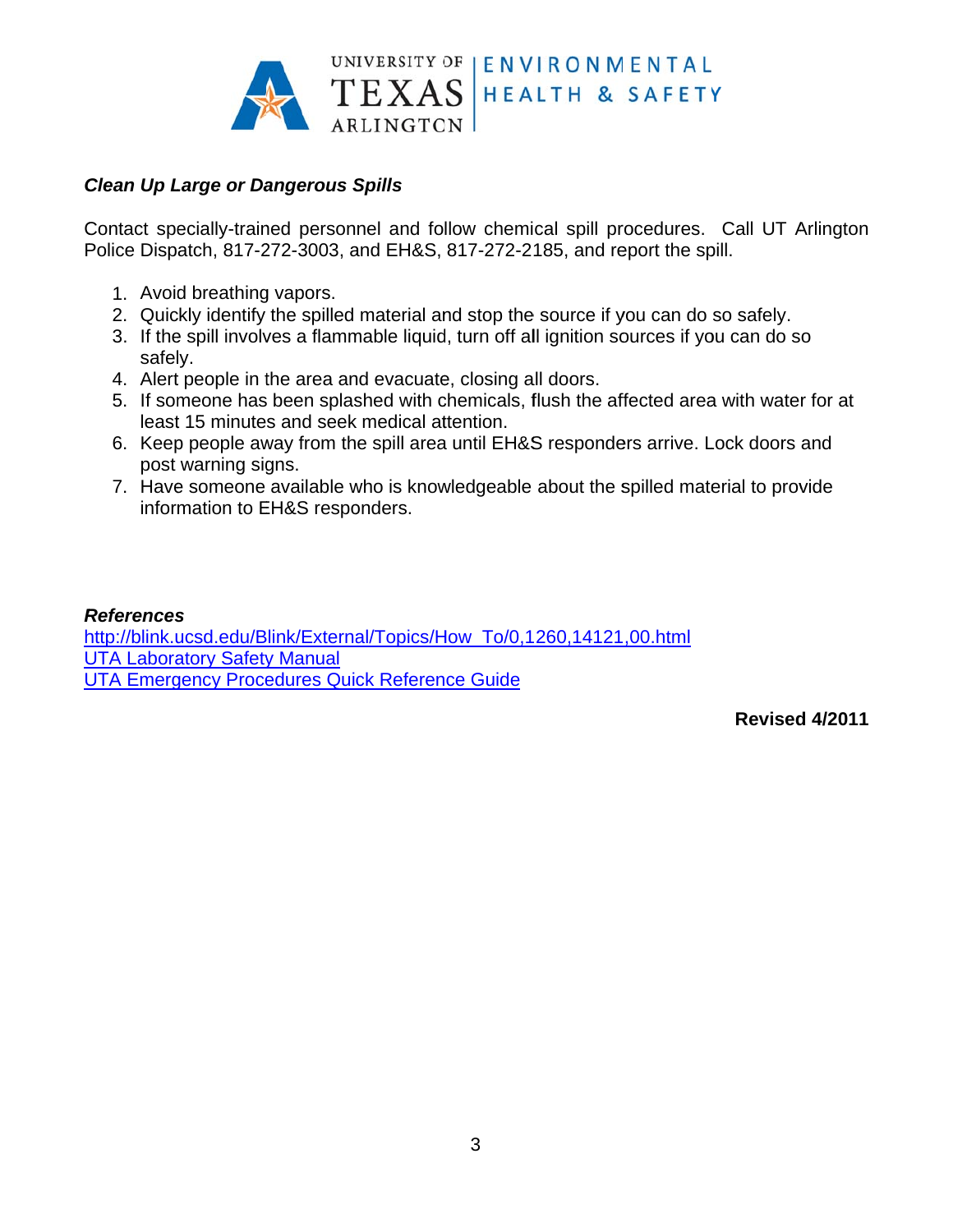### *Clean Up Large or Dangerous Spills*

Contact specially-trained personnel and follow chemical spill procedures. Call UT Arlington Police Dispatch, 817-272-3003, and EH&S, 817-272-2185, and report the spill.

1. Avoid breathing vapors.
2. Quickly identify the spilled material and stop the source if you can do so safely.
3. If the spill involves a flammable liquid, turn off all ignition sources if you can do so safely.
4. Alert people in the area and evacuate, closing all doors.
5. If someone has been splashed with chemicals, flush the affected area with water for at least 15 minutes and seek medical attention.
6. Keep people away from the spill area until EH&S responders arrive. Lock doors and post warning signs.
7. Have someone available who is knowledgeable about the spilled material to provide information to EH&S responders.

### *References*

http://blink.ucsd.edu/Blink/External/Topics/How_To/0,1260,14121,00.html
UTA Laboratory Safety Manual
UTA Emergency Procedures Quick Reference Guide

**Revised 4/2011**